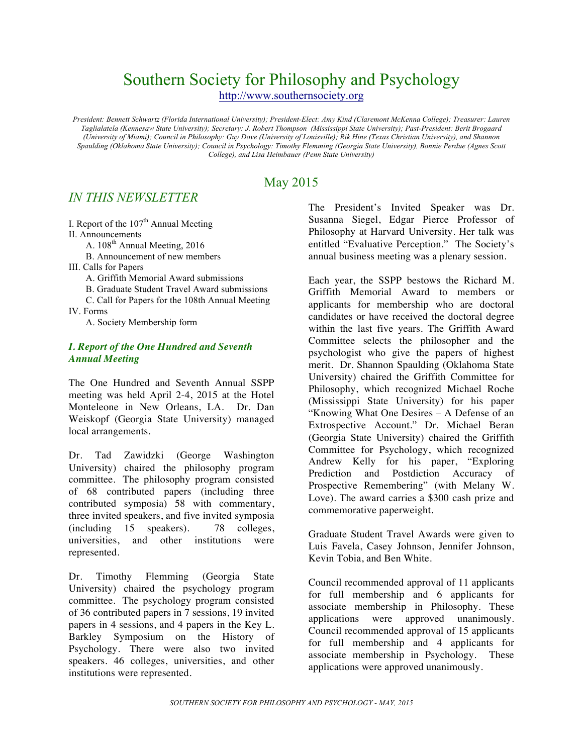# Southern Society for Philosophy and Psychology

http://www.southernsociety.org

*President: Bennett Schwartz (Florida International University); President-Elect: Amy Kind (Claremont McKenna College); Treasurer: Lauren Taglialatela (Kennesaw State University); Secretary: J. Robert Thompson (Mississippi State University); Past-President: Berit Brogaard (University of Miami); Council in Philosophy: Guy Dove (University of Louisville); Rik Hine (Texas Christian University), and Shannon Spaulding (Oklahoma State University); Council in Psychology: Timothy Flemming (Georgia State University), Bonnie Perdue (Agnes Scott College), and Lisa Heimbauer (Penn State University)*

May 2015

## *IN THIS NEWSLETTER*

I. Report of the 107th Annual Meeting
II. Announcements
- A. 108th Annual Meeting, 2016
- B. Announcement of new members

III. Calls for Papers
- A. Griffith Memorial Award submissions
- B. Graduate Student Travel Award submissions
- C. Call for Papers for the 108th Annual Meeting

IV. Forms
- A. Society Membership form

### *I. Report of the One Hundred and Seventh Annual Meeting*

The One Hundred and Seventh Annual SSPP meeting was held April 2-4, 2015 at the Hotel Monteleone in New Orleans, LA. Dr. Dan Weiskopf (Georgia State University) managed local arrangements.

Dr. Tad Zawidzki (George Washington University) chaired the philosophy program committee. The philosophy program consisted of 68 contributed papers (including three contributed symposia) 58 with commentary, three invited speakers, and five invited symposia (including 15 speakers). 78 colleges, universities, and other institutions were represented.

Dr. Timothy Flemming (Georgia State University) chaired the psychology program committee. The psychology program consisted of 36 contributed papers in 7 sessions, 19 invited papers in 4 sessions, and 4 papers in the Key L. Barkley Symposium on the History of Psychology. There were also two invited speakers. 46 colleges, universities, and other institutions were represented.

The President's Invited Speaker was Dr. Susanna Siegel, Edgar Pierce Professor of Philosophy at Harvard University. Her talk was entitled "Evaluative Perception." The Society's annual business meeting was a plenary session.

Each year, the SSPP bestows the Richard M. Griffith Memorial Award to members or applicants for membership who are doctoral candidates or have received the doctoral degree within the last five years. The Griffith Award Committee selects the philosopher and the psychologist who give the papers of highest merit. Dr. Shannon Spaulding (Oklahoma State University) chaired the Griffith Committee for Philosophy, which recognized Michael Roche (Mississippi State University) for his paper "Knowing What One Desires – A Defense of an Extrospective Account." Dr. Michael Beran (Georgia State University) chaired the Griffith Committee for Psychology, which recognized Andrew Kelly for his paper, "Exploring Prediction and Postdiction Accuracy of Prospective Remembering" (with Melany W. Love). The award carries a $300 cash prize and commemorative paperweight.

Graduate Student Travel Awards were given to Luis Favela, Casey Johnson, Jennifer Johnson, Kevin Tobia, and Ben White.

Council recommended approval of 11 applicants for full membership and 6 applicants for associate membership in Philosophy. These applications were approved unanimously. Council recommended approval of 15 applicants for full membership and 4 applicants for associate membership in Psychology. These applications were approved unanimously.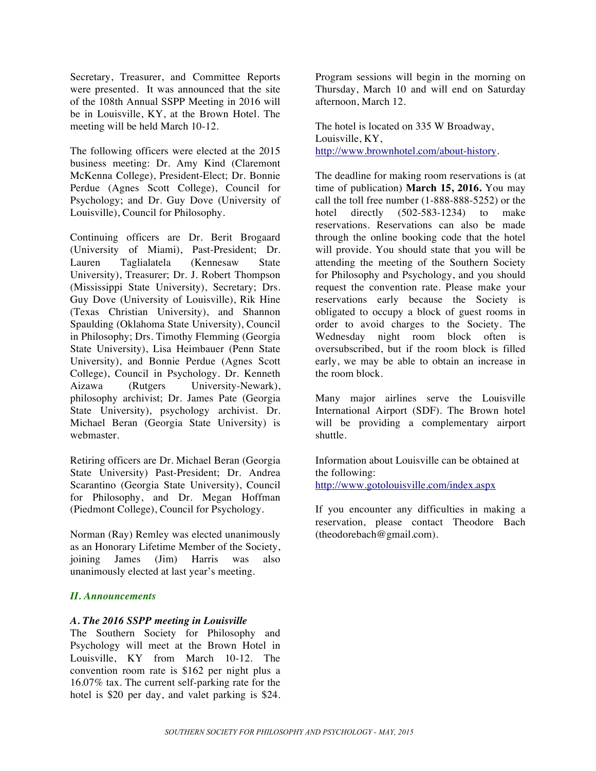Secretary, Treasurer, and Committee Reports were presented. It was announced that the site of the 108th Annual SSPP Meeting in 2016 will be in Louisville, KY, at the Brown Hotel. The meeting will be held March 10-12.

The following officers were elected at the 2015 business meeting: Dr. Amy Kind (Claremont McKenna College), President-Elect; Dr. Bonnie Perdue (Agnes Scott College), Council for Psychology; and Dr. Guy Dove (University of Louisville), Council for Philosophy.

Continuing officers are Dr. Berit Brogaard (University of Miami), Past-President; Dr. Lauren Taglialatela (Kennesaw State University), Treasurer; Dr. J. Robert Thompson (Mississippi State University), Secretary; Drs. Guy Dove (University of Louisville), Rik Hine (Texas Christian University), and Shannon Spaulding (Oklahoma State University), Council in Philosophy; Drs. Timothy Flemming (Georgia State University), Lisa Heimbauer (Penn State University), and Bonnie Perdue (Agnes Scott College), Council in Psychology. Dr. Kenneth Aizawa (Rutgers University-Newark), philosophy archivist; Dr. James Pate (Georgia State University), psychology archivist. Dr. Michael Beran (Georgia State University) is webmaster.

Retiring officers are Dr. Michael Beran (Georgia State University) Past-President; Dr. Andrea Scarantino (Georgia State University), Council for Philosophy, and Dr. Megan Hoffman (Piedmont College), Council for Psychology.

Norman (Ray) Remley was elected unanimously as an Honorary Lifetime Member of the Society, joining James (Jim) Harris was also unanimously elected at last year's meeting.

## *II. Announcements*

### *A. The 2016 SSPP meeting in Louisville*

The Southern Society for Philosophy and Psychology will meet at the Brown Hotel in Louisville, KY from March 10-12. The convention room rate is \$162 per night plus a 16.07% tax. The current self-parking rate for the hotel is \$20 per day, and valet parking is \$24. Program sessions will begin in the morning on Thursday, March 10 and will end on Saturday afternoon, March 12.

The hotel is located on 335 W Broadway, Louisville, KY, http://www.brownhotel.com/about-history.

The deadline for making room reservations is (at time of publication) **March 15, 2016.** You may call the toll free number (1-888-888-5252) or the hotel directly (502-583-1234) to make reservations. Reservations can also be made through the online booking code that the hotel will provide. You should state that you will be attending the meeting of the Southern Society for Philosophy and Psychology, and you should request the convention rate. Please make your reservations early because the Society is obligated to occupy a block of guest rooms in order to avoid charges to the Society. The Wednesday night room block often is oversubscribed, but if the room block is filled early, we may be able to obtain an increase in the room block.

Many major airlines serve the Louisville International Airport (SDF). The Brown hotel will be providing a complementary airport shuttle.

Information about Louisville can be obtained at the following:
http://www.gotolouisville.com/index.aspx

If you encounter any difficulties in making a reservation, please contact Theodore Bach (theodorebach@gmail.com).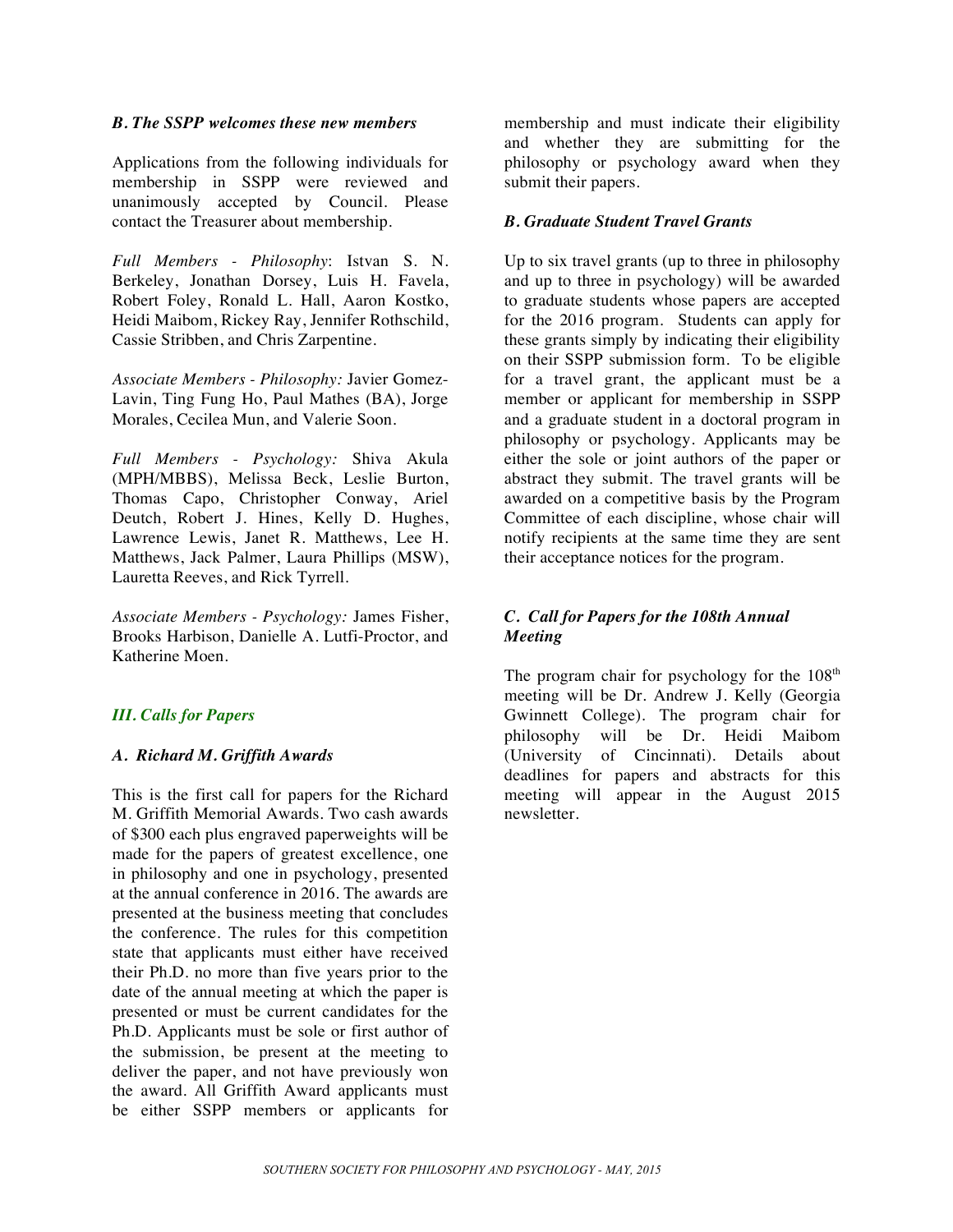### *B. The SSPP welcomes these new members*

Applications from the following individuals for membership in SSPP were reviewed and unanimously accepted by Council. Please contact the Treasurer about membership.

*Full Members - Philosophy*: Istvan S. N. Berkeley, Jonathan Dorsey, Luis H. Favela, Robert Foley, Ronald L. Hall, Aaron Kostko, Heidi Maibom, Rickey Ray, Jennifer Rothschild, Cassie Stribben, and Chris Zarpentine.

*Associate Members - Philosophy:* Javier Gomez-Lavin, Ting Fung Ho, Paul Mathes (BA), Jorge Morales, Cecilea Mun, and Valerie Soon.

*Full Members - Psychology:* Shiva Akula (MPH/MBBS), Melissa Beck, Leslie Burton, Thomas Capo, Christopher Conway, Ariel Deutch, Robert J. Hines, Kelly D. Hughes, Lawrence Lewis, Janet R. Matthews, Lee H. Matthews, Jack Palmer, Laura Phillips (MSW), Lauretta Reeves, and Rick Tyrrell.

*Associate Members - Psychology:* James Fisher, Brooks Harbison, Danielle A. Lutfi-Proctor, and Katherine Moen.

## *III. Calls for Papers*

### *A. Richard M. Griffith Awards*

This is the first call for papers for the Richard M. Griffith Memorial Awards. Two cash awards of $300 each plus engraved paperweights will be made for the papers of greatest excellence, one in philosophy and one in psychology, presented at the annual conference in 2016. The awards are presented at the business meeting that concludes the conference. The rules for this competition state that applicants must either have received their Ph.D. no more than five years prior to the date of the annual meeting at which the paper is presented or must be current candidates for the Ph.D. Applicants must be sole or first author of the submission, be present at the meeting to deliver the paper, and not have previously won the award. All Griffith Award applicants must be either SSPP members or applicants for membership and must indicate their eligibility and whether they are submitting for the philosophy or psychology award when they submit their papers.

### *B. Graduate Student Travel Grants*

Up to six travel grants (up to three in philosophy and up to three in psychology) will be awarded to graduate students whose papers are accepted for the 2016 program. Students can apply for these grants simply by indicating their eligibility on their SSPP submission form. To be eligible for a travel grant, the applicant must be a member or applicant for membership in SSPP and a graduate student in a doctoral program in philosophy or psychology. Applicants may be either the sole or joint authors of the paper or abstract they submit. The travel grants will be awarded on a competitive basis by the Program Committee of each discipline, whose chair will notify recipients at the same time they are sent their acceptance notices for the program.

### *C. Call for Papers for the 108th Annual Meeting*

The program chair for psychology for the 108th meeting will be Dr. Andrew J. Kelly (Georgia Gwinnett College). The program chair for philosophy will be Dr. Heidi Maibom (University of Cincinnati). Details about deadlines for papers and abstracts for this meeting will appear in the August 2015 newsletter.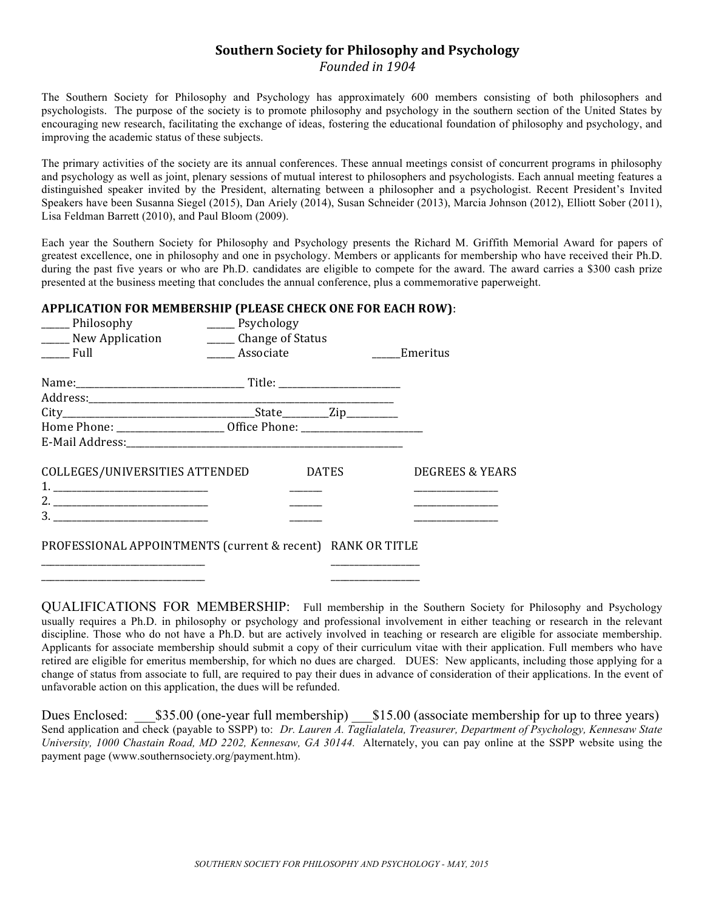# Southern Society for Philosophy and Psychology

*Founded in 1904*

The Southern Society for Philosophy and Psychology has approximately 600 members consisting of both philosophers and psychologists. The purpose of the society is to promote philosophy and psychology in the southern section of the United States by encouraging new research, facilitating the exchange of ideas, fostering the educational foundation of philosophy and psychology, and improving the academic status of these subjects.

The primary activities of the society are its annual conferences. These annual meetings consist of concurrent programs in philosophy and psychology as well as joint, plenary sessions of mutual interest to philosophers and psychologists. Each annual meeting features a distinguished speaker invited by the President, alternating between a philosopher and a psychologist. Recent President's Invited Speakers have been Susanna Siegel (2015), Dan Ariely (2014), Susan Schneider (2013), Marcia Johnson (2012), Elliott Sober (2011), Lisa Feldman Barrett (2010), and Paul Bloom (2009).

Each year the Southern Society for Philosophy and Psychology presents the Richard M. Griffith Memorial Award for papers of greatest excellence, one in philosophy and one in psychology. Members or applicants for membership who have received their Ph.D. during the past five years or who are Ph.D. candidates are eligible to compete for the award. The award carries a $300 cash prize presented at the business meeting that concludes the annual conference, plus a commemorative paperweight.

**APPLICATION FOR MEMBERSHIP (PLEASE CHECK ONE FOR EACH ROW)**:

_____ Philosophy _____ Psychology

_____ New Application _____ Change of Status

_____ Full _____ Associate _____Emeritus

Name:_______________________________ Title: _______________________

Address:_____________________________________________________________

City___________________________________State_________Zip__________

Home Phone: _____________________ Office Phone: _________________________

E-Mail Address:_________________________________________________________

| COLLEGES/UNIVERSITIES ATTENDED | DATES | DEGREES & YEARS |
|---|---|---|
| 1. ______________________________ | ______ | ________________ |
| 2. ______________________________ | ______ | ________________ |
| 3. ______________________________ | ______ | ________________ |

| PROFESSIONAL APPOINTMENTS (current & recent) | RANK OR TITLE |
|---|---|
| ______________________________ | ________________ |
| ______________________________ | ________________ |

QUALIFICATIONS FOR MEMBERSHIP: Full membership in the Southern Society for Philosophy and Psychology usually requires a Ph.D. in philosophy or psychology and professional involvement in either teaching or research in the relevant discipline. Those who do not have a Ph.D. but are actively involved in teaching or research are eligible for associate membership. Applicants for associate membership should submit a copy of their curriculum vitae with their application. Full members who have retired are eligible for emeritus membership, for which no dues are charged. DUES: New applicants, including those applying for a change of status from associate to full, are required to pay their dues in advance of consideration of their applications. In the event of unfavorable action on this application, the dues will be refunded.

Dues Enclosed: ___$35.00 (one-year full membership) ___$15.00 (associate membership for up to three years)

Send application and check (payable to SSPP) to: *Dr. Lauren A. Taglialatela, Treasurer, Department of Psychology, Kennesaw State University, 1000 Chastain Road, MD 2202, Kennesaw, GA 30144.* Alternately, you can pay online at the SSPP website using the payment page (www.southernsociety.org/payment.htm).